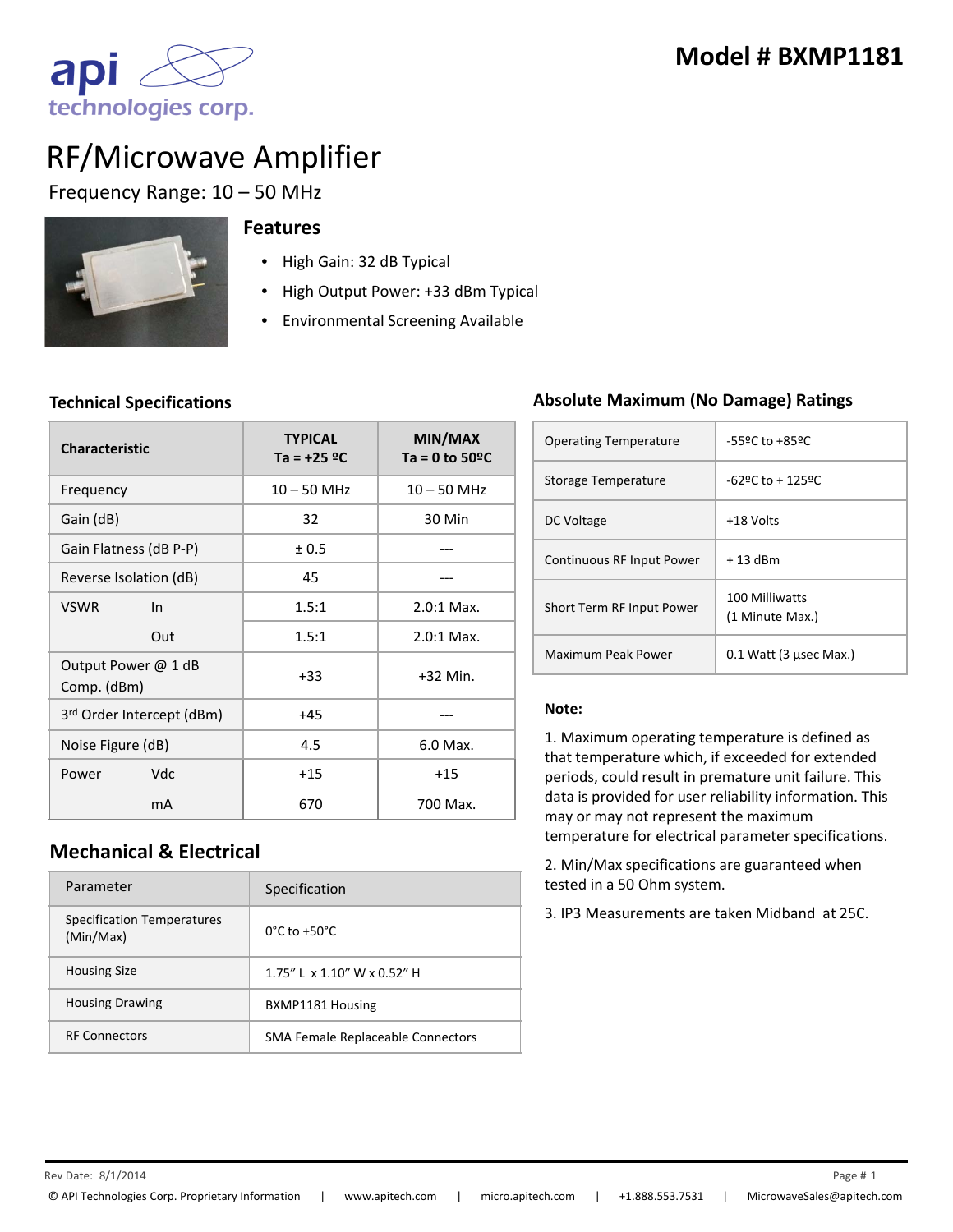# Model # BXMP1181

api technologies corp.

# RF/Microwave Amplifier

Frequency Range: 10 – 50 MHz

## Features

- High Gain: 32 dB Typical
- High Output Power: +33 dBm Typical
- Environmental Screening Available

## Technical Specifications

| Characteristic | | TYPICAL Ta = +25 ºC | MIN/MAX Ta = 0 to 50ºC |
|---|---|---|---|
| Frequency | | 10 – 50 MHz | 10 – 50 MHz |
| Gain (dB) | | 32 | 30 Min |
| Gain Flatness (dB P-P) | | ± 0.5 | --- |
| Reverse Isolation (dB) | | 45 | --- |
| VSWR | In | 1.5:1 | 2.0:1 Max. |
| | Out | 1.5:1 | 2.0:1 Max. |
| Output Power @ 1 dB Comp. (dBm) | | +33 | +32 Min. |
| 3rd Order Intercept (dBm) | | +45 | --- |
| Noise Figure (dB) | | 4.5 | 6.0 Max. |
| Power | Vdc | +15 | +15 |
| | mA | 670 | 700 Max. |

## Mechanical & Electrical

| Parameter | Specification |
|---|---|
| Specification Temperatures (Min/Max) | 0°C to +50°C |
| Housing Size | 1.75" L x 1.10" W x 0.52" H |
| Housing Drawing | BXMP1181 Housing |
| RF Connectors | SMA Female Replaceable Connectors |

## Absolute Maximum (No Damage) Ratings

| | |
|---|---|
| Operating Temperature | -55ºC to +85ºC |
| Storage Temperature | -62ºC to + 125ºC |
| DC Voltage | +18 Volts |
| Continuous RF Input Power | + 13 dBm |
| Short Term RF Input Power | 100 Milliwatts (1 Minute Max.) |
| Maximum Peak Power | 0.1 Watt (3 µsec Max.) |

**Note:**

1. Maximum operating temperature is defined as that temperature which, if exceeded for extended periods, could result in premature unit failure. This data is provided for user reliability information. This may or may not represent the maximum temperature for electrical parameter specifications.

2. Min/Max specifications are guaranteed when tested in a 50 Ohm system.

3. IP3 Measurements are taken Midband at 25C.

Rev Date: 8/1/2014

© API Technologies Corp. Proprietary Information | www.apitech.com | micro.apitech.com | +1.888.553.7531 | MicrowaveSales@apitech.com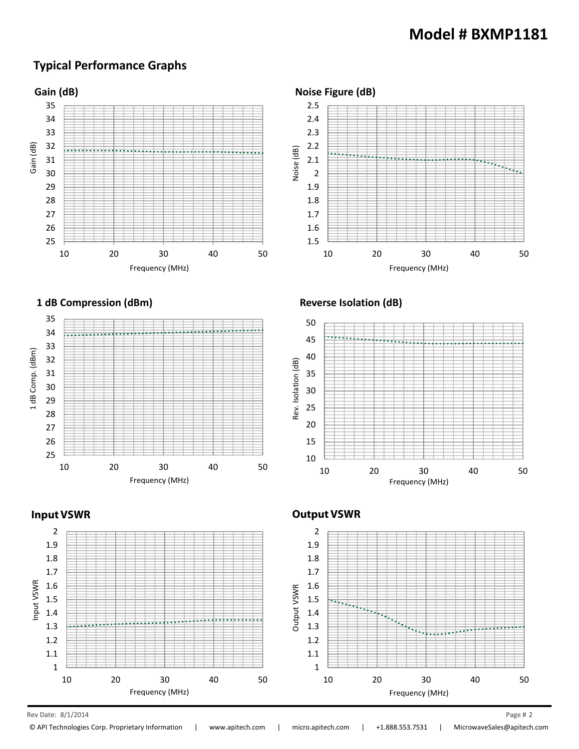# Model # BXMP1181

## Typical Performance Graphs

### Gain (dB)

Gain (dB)

35, 34, 33, 32, 31, 30, 29, 28, 27, 26, 25

10, 20, 30, 40, 50

Frequency (MHz)

### Noise Figure (dB)

Noise (dB)

2.5, 2.4, 2.3, 2.2, 2.1, 2, 1.9, 1.8, 1.7, 1.6, 1.5

10, 20, 30, 40, 50

Frequency (MHz)

### 1 dB Compression (dBm)

1 dB Comp. (dBm)

35, 34, 33, 32, 31, 30, 29, 28, 27, 26, 25

10, 20, 30, 40, 50

Frequency (MHz)

### Reverse Isolation (dB)

Rev. Isolation (dB)

50, 45, 40, 35, 30, 25, 20, 15, 10

10, 20, 30, 40, 50

Frequency (MHz)

### Input VSWR

Input VSWR

2, 1.9, 1.8, 1.7, 1.6, 1.5, 1.4, 1.3, 1.2, 1.1, 1

10, 20, 30, 40, 50

Frequency (MHz)

### Output VSWR

Output VSWR

2, 1.9, 1.8, 1.7, 1.6, 1.5, 1.4, 1.3, 1.2, 1.1, 1

10, 20, 30, 40, 50

Frequency (MHz)

Rev Date: 8/1/2014

© API Technologies Corp. Proprietary Information | www.apitech.com | micro.apitech.com | +1.888.553.7531 | MicrowaveSales@apitech.com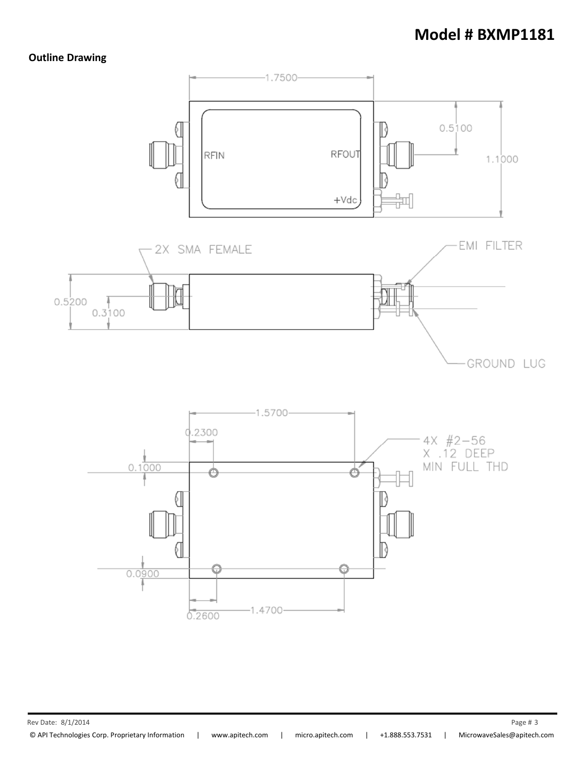# Model # BXMP1181

**Outline Drawing**

1.7500

0.5100

1.1000

RFIN

RFOUT

+Vdc

2X SMA FEMALE

EMI FILTER

0.5200

0.3100

GROUND LUG

1.5700

0.2300

0.1000

4X #2-56
X .12 DEEP
MIN FULL THD

0.0900

0.2600

1.4700